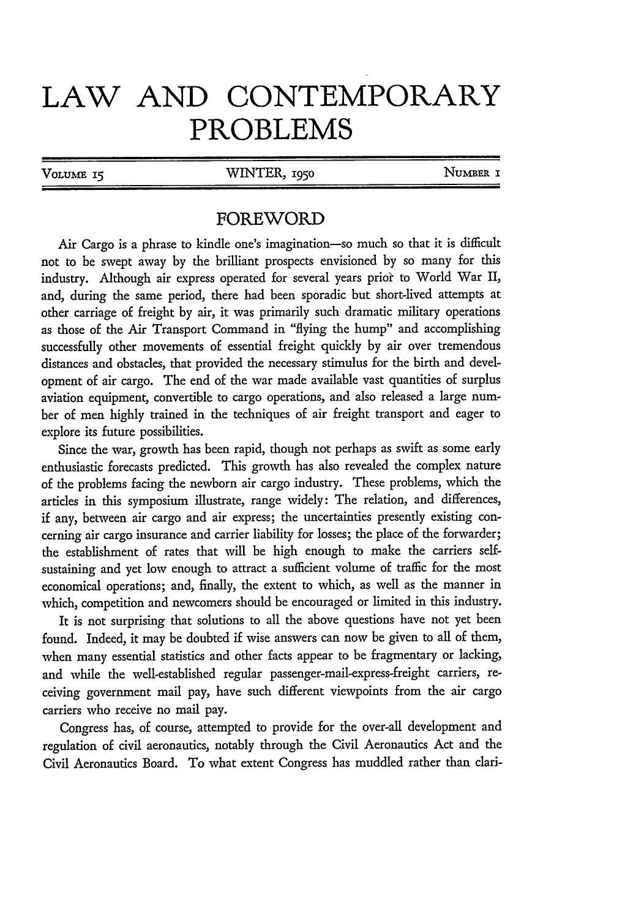# LAW AND CONTEMPORARY PROBLEMS

VOLUME 15 | WINTER, 1950 | NUMBER 1

## FOREWORD

Air Cargo is a phrase to kindle one's imagination—so much so that it is difficult not to be swept away by the brilliant prospects envisioned by so many for this industry. Although air express operated for several years prior to World War II, and, during the same period, there had been sporadic but short-lived attempts at other carriage of freight by air, it was primarily such dramatic military operations as those of the Air Transport Command in "flying the hump" and accomplishing successfully other movements of essential freight quickly by air over tremendous distances and obstacles, that provided the necessary stimulus for the birth and development of air cargo. The end of the war made available vast quantities of surplus aviation equipment, convertible to cargo operations, and also released a large number of men highly trained in the techniques of air freight transport and eager to explore its future possibilities.

Since the war, growth has been rapid, though not perhaps as swift as some early enthusiastic forecasts predicted. This growth has also revealed the complex nature of the problems facing the newborn air cargo industry. These problems, which the articles in this symposium illustrate, range widely: The relation, and differences, if any, between air cargo and air express; the uncertainties presently existing concerning air cargo insurance and carrier liability for losses; the place of the forwarder; the establishment of rates that will be high enough to make the carriers self-sustaining and yet low enough to attract a sufficient volume of traffic for the most economical operations; and, finally, the extent to which, as well as the manner in which, competition and newcomers should be encouraged or limited in this industry.

It is not surprising that solutions to all the above questions have not yet been found. Indeed, it may be doubted if wise answers can now be given to all of them, when many essential statistics and other facts appear to be fragmentary or lacking, and while the well-established regular passenger-mail-express-freight carriers, receiving government mail pay, have such different viewpoints from the air cargo carriers who receive no mail pay.

Congress has, of course, attempted to provide for the over-all development and regulation of civil aeronautics, notably through the Civil Aeronautics Act and the Civil Aeronautics Board. To what extent Congress has muddled rather than clari-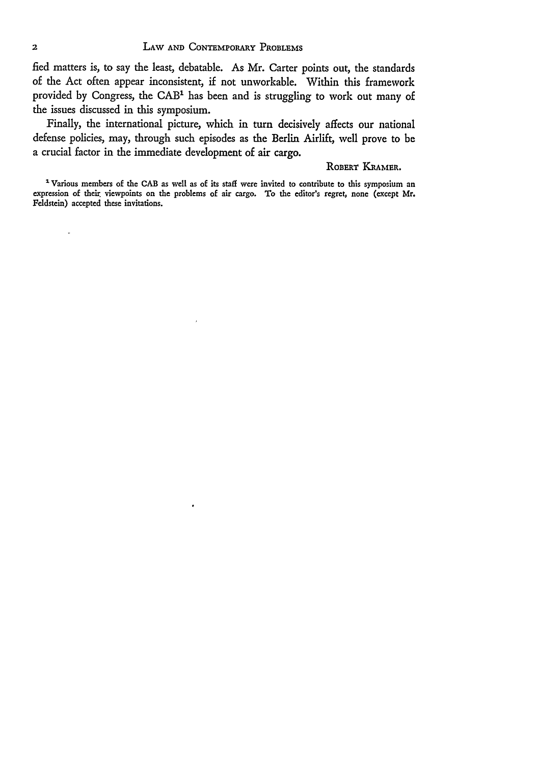fied matters is, to say the least, debatable. As Mr. Carter points out, the standards of the Act often appear inconsistent, if not unworkable. Within this framework provided by Congress, the CAB[1] has been and is struggling to work out many of the issues discussed in this symposium.

Finally, the international picture, which in turn decisively affects our national defense policies, may, through such episodes as the Berlin Airlift, well prove to be a crucial factor in the immediate development of air cargo.

ROBERT KRAMER.

[1] Various members of the CAB as well as of its staff were invited to contribute to this symposium an expression of their viewpoints on the problems of air cargo. To the editor's regret, none (except Mr. Feldstein) accepted these invitations.